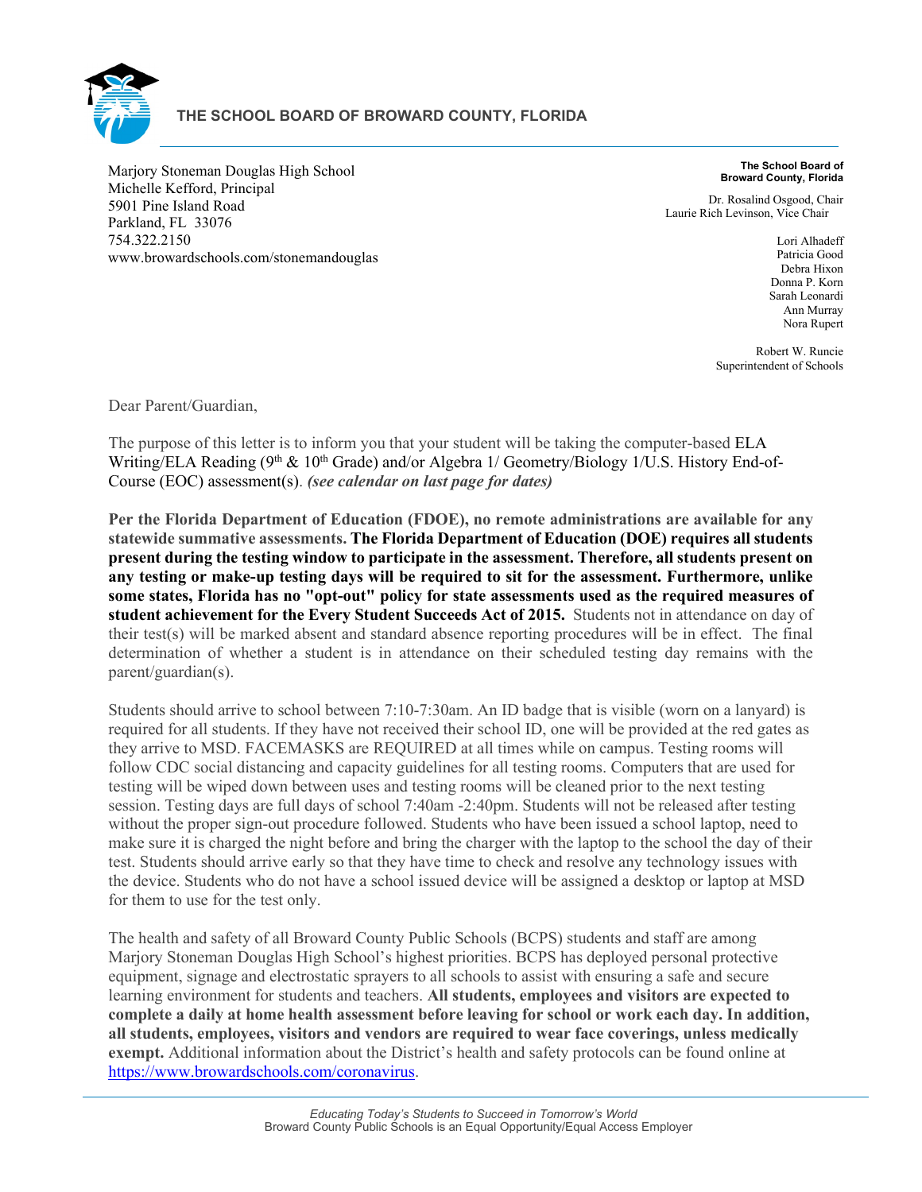# THE SCHOOL BOARD OF BROWARD COUNTY, FLORIDA

Marjory Stoneman Douglas High School
Michelle Kefford, Principal
5901 Pine Island Road
Parkland, FL 33076
754.322.2150
www.browardschools.com/stonemandouglas

**The School Board of Broward County, Florida**

Dr. Rosalind Osgood, Chair
Laurie Rich Levinson, Vice Chair

Lori Alhadeff
Patricia Good
Debra Hixon
Donna P. Korn
Sarah Leonardi
Ann Murray
Nora Rupert

Robert W. Runcie
Superintendent of Schools

Dear Parent/Guardian,

The purpose of this letter is to inform you that your student will be taking the computer-based ELA Writing/ELA Reading (9th & 10th Grade) and/or Algebra 1/ Geometry/Biology 1/U.S. History End-of-Course (EOC) assessment(s). ***(see calendar on last page for dates)***

**Per the Florida Department of Education (FDOE), no remote administrations are available for any statewide summative assessments. The Florida Department of Education (DOE) requires all students present during the testing window to participate in the assessment. Therefore, all students present on any testing or make-up testing days will be required to sit for the assessment. Furthermore, unlike some states, Florida has no "opt-out" policy for state assessments used as the required measures of student achievement for the Every Student Succeeds Act of 2015.** Students not in attendance on day of their test(s) will be marked absent and standard absence reporting procedures will be in effect. The final determination of whether a student is in attendance on their scheduled testing day remains with the parent/guardian(s).

Students should arrive to school between 7:10-7:30am. An ID badge that is visible (worn on a lanyard) is required for all students. If they have not received their school ID, one will be provided at the red gates as they arrive to MSD. FACEMASKS are REQUIRED at all times while on campus. Testing rooms will follow CDC social distancing and capacity guidelines for all testing rooms. Computers that are used for testing will be wiped down between uses and testing rooms will be cleaned prior to the next testing session. Testing days are full days of school 7:40am -2:40pm. Students will not be released after testing without the proper sign-out procedure followed. Students who have been issued a school laptop, need to make sure it is charged the night before and bring the charger with the laptop to the school the day of their test. Students should arrive early so that they have time to check and resolve any technology issues with the device. Students who do not have a school issued device will be assigned a desktop or laptop at MSD for them to use for the test only.

The health and safety of all Broward County Public Schools (BCPS) students and staff are among Marjory Stoneman Douglas High School's highest priorities. BCPS has deployed personal protective equipment, signage and electrostatic sprayers to all schools to assist with ensuring a safe and secure learning environment for students and teachers. **All students, employees and visitors are expected to complete a daily at home health assessment before leaving for school or work each day. In addition, all students, employees, visitors and vendors are required to wear face coverings, unless medically exempt.** Additional information about the District's health and safety protocols can be found online at https://www.browardschools.com/coronavirus.

*Educating Today's Students to Succeed in Tomorrow's World*
Broward County Public Schools is an Equal Opportunity/Equal Access Employer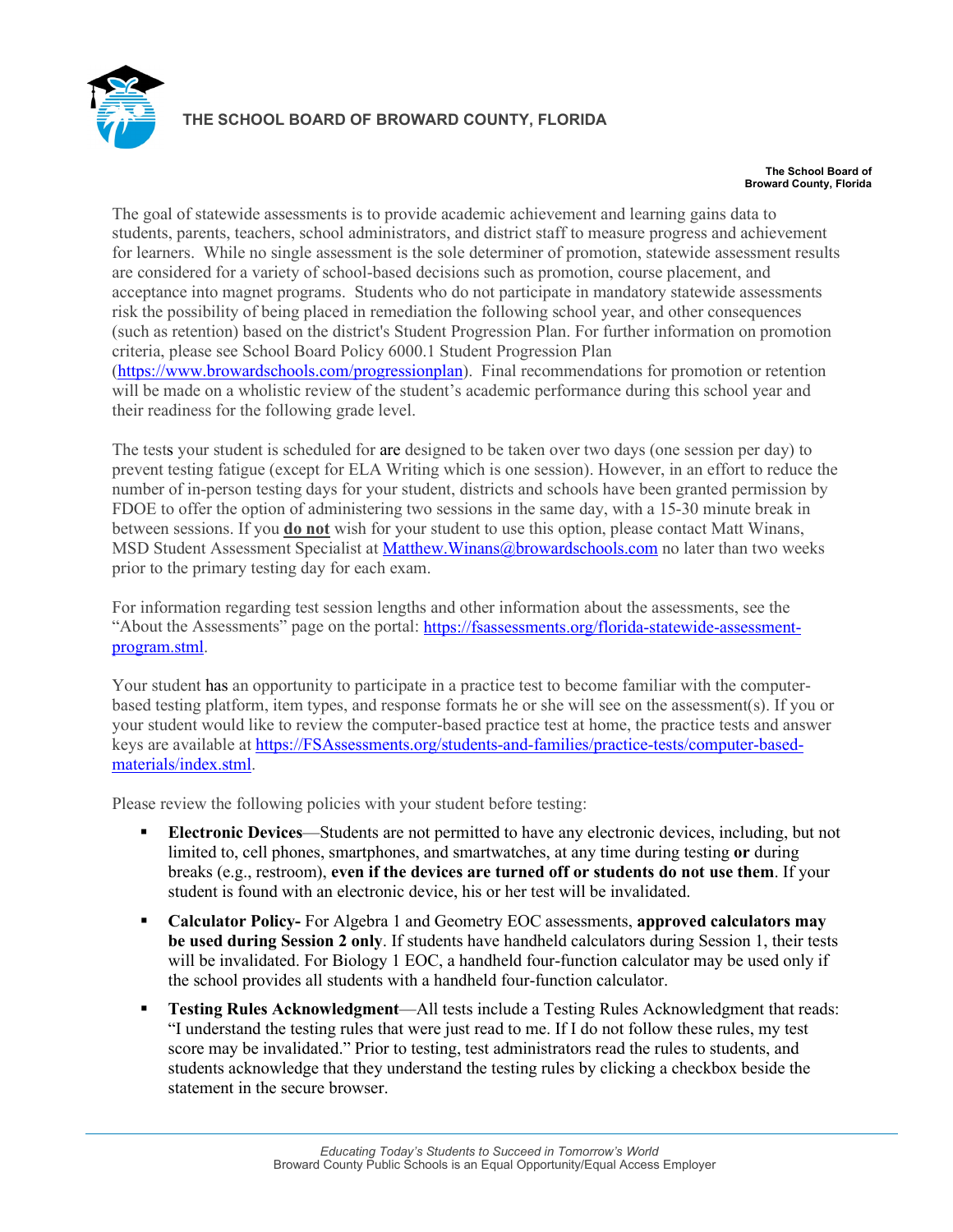The goal of statewide assessments is to provide academic achievement and learning gains data to students, parents, teachers, school administrators, and district staff to measure progress and achievement for learners. While no single assessment is the sole determiner of promotion, statewide assessment results are considered for a variety of school-based decisions such as promotion, course placement, and acceptance into magnet programs. Students who do not participate in mandatory statewide assessments risk the possibility of being placed in remediation the following school year, and other consequences (such as retention) based on the district's Student Progression Plan. For further information on promotion criteria, please see School Board Policy 6000.1 Student Progression Plan (https://www.browardschools.com/progressionplan). Final recommendations for promotion or retention will be made on a wholistic review of the student's academic performance during this school year and their readiness for the following grade level.

The tests your student is scheduled for are designed to be taken over two days (one session per day) to prevent testing fatigue (except for ELA Writing which is one session). However, in an effort to reduce the number of in-person testing days for your student, districts and schools have been granted permission by FDOE to offer the option of administering two sessions in the same day, with a 15-30 minute break in between sessions. If you **do not** wish for your student to use this option, please contact Matt Winans, MSD Student Assessment Specialist at Matthew.Winans@browardschools.com no later than two weeks prior to the primary testing day for each exam.

For information regarding test session lengths and other information about the assessments, see the "About the Assessments" page on the portal: https://fsassessments.org/florida-statewide-assessment-program.stml.

Your student has an opportunity to participate in a practice test to become familiar with the computer-based testing platform, item types, and response formats he or she will see on the assessment(s). If you or your student would like to review the computer-based practice test at home, the practice tests and answer keys are available at https://FSAssessments.org/students-and-families/practice-tests/computer-based-materials/index.stml.

Please review the following policies with your student before testing:

- **Electronic Devices**—Students are not permitted to have any electronic devices, including, but not limited to, cell phones, smartphones, and smartwatches, at any time during testing **or** during breaks (e.g., restroom), **even if the devices are turned off or students do not use them**. If your student is found with an electronic device, his or her test will be invalidated.
- **Calculator Policy-** For Algebra 1 and Geometry EOC assessments, **approved calculators may be used during Session 2 only**. If students have handheld calculators during Session 1, their tests will be invalidated. For Biology 1 EOC, a handheld four-function calculator may be used only if the school provides all students with a handheld four-function calculator.
- **Testing Rules Acknowledgment**—All tests include a Testing Rules Acknowledgment that reads: "I understand the testing rules that were just read to me. If I do not follow these rules, my test score may be invalidated." Prior to testing, test administrators read the rules to students, and students acknowledge that they understand the testing rules by clicking a checkbox beside the statement in the secure browser.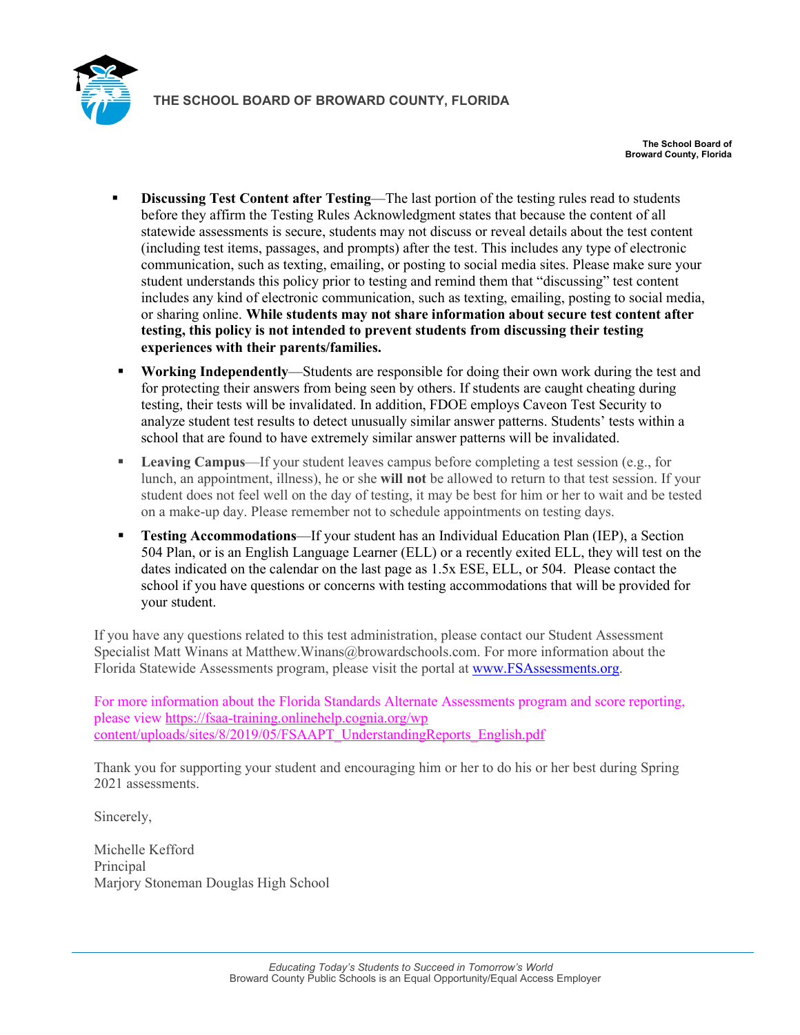- **Discussing Test Content after Testing**—The last portion of the testing rules read to students before they affirm the Testing Rules Acknowledgment states that because the content of all statewide assessments is secure, students may not discuss or reveal details about the test content (including test items, passages, and prompts) after the test. This includes any type of electronic communication, such as texting, emailing, or posting to social media sites. Please make sure your student understands this policy prior to testing and remind them that "discussing" test content includes any kind of electronic communication, such as texting, emailing, posting to social media, or sharing online. **While students may not share information about secure test content after testing, this policy is not intended to prevent students from discussing their testing experiences with their parents/families.**
- **Working Independently**—Students are responsible for doing their own work during the test and for protecting their answers from being seen by others. If students are caught cheating during testing, their tests will be invalidated. In addition, FDOE employs Caveon Test Security to analyze student test results to detect unusually similar answer patterns. Students' tests within a school that are found to have extremely similar answer patterns will be invalidated.
- **Leaving Campus**—If your student leaves campus before completing a test session (e.g., for lunch, an appointment, illness), he or she **will not** be allowed to return to that test session. If your student does not feel well on the day of testing, it may be best for him or her to wait and be tested on a make-up day. Please remember not to schedule appointments on testing days.
- **Testing Accommodations**—If your student has an Individual Education Plan (IEP), a Section 504 Plan, or is an English Language Learner (ELL) or a recently exited ELL, they will test on the dates indicated on the calendar on the last page as 1.5x ESE, ELL, or 504. Please contact the school if you have questions or concerns with testing accommodations that will be provided for your student.

If you have any questions related to this test administration, please contact our Student Assessment Specialist Matt Winans at Matthew.Winans@browardschools.com. For more information about the Florida Statewide Assessments program, please visit the portal at [www.FSAssessments.org](http://www.FSAssessments.org).

For more information about the Florida Standards Alternate Assessments program and score reporting, please view https://fsaa-training.onlinehelp.cognia.org/wp content/uploads/sites/8/2019/05/FSAAPT_UnderstandingReports_English.pdf

Thank you for supporting your student and encouraging him or her to do his or her best during Spring 2021 assessments.

Sincerely,

Michelle Kefford
Principal
Marjory Stoneman Douglas High School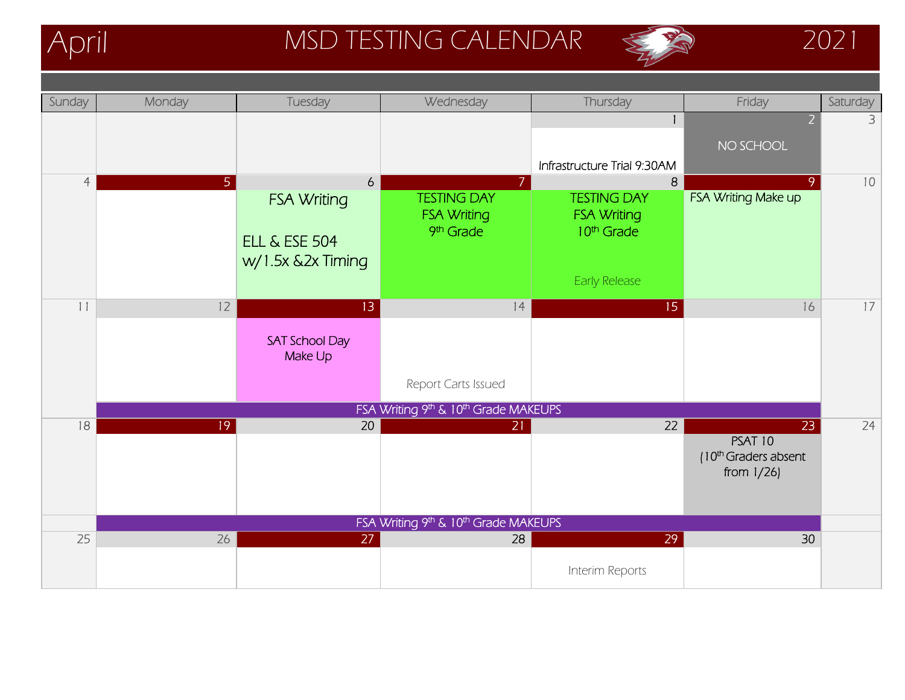# April — MSD TESTING CALENDAR — 2021

| Sunday | Monday | Tuesday | Wednesday | Thursday | Friday | Saturday |
|---|---|---|---|---|---|---|
| | | | | 1<br>Infrastructure Trial 9:30AM | 2<br>NO SCHOOL | 3 |
| 4 | 5 | 6<br>FSA Writing<br>ELL & ESE 504 w/1.5x &2x Timing | 7<br>TESTING DAY<br>FSA Writing<br>9th Grade | 8<br>TESTING DAY<br>FSA Writing<br>10th Grade<br>Early Release | 9<br>FSA Writing Make up | 10 |
| 11 | 12 | 13<br>SAT School Day Make Up | 14<br>Report Carts Issued | 15 | 16 | 17 |
| | FSA Writing 9th & 10th Grade MAKEUPS | | | | | |
| 18 | 19 | 20 | 21 | 22 | 23<br>PSAT 10<br>(10th Graders absent from 1/26) | 24 |
| | FSA Writing 9th & 10th Grade MAKEUPS | | | | | |
| 25 | 26 | 27 | 28 | 29<br>Interim Reports | 30 | |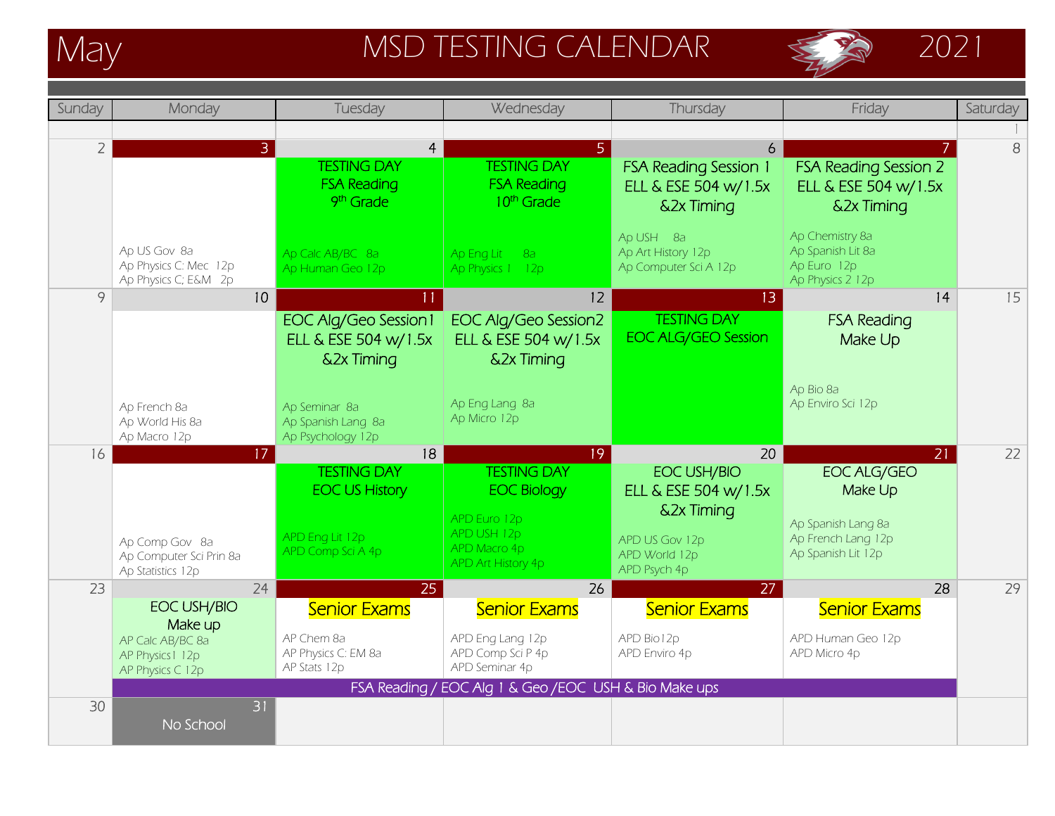# May — MSD TESTING CALENDAR — 2021

| Sunday | Monday | Tuesday | Wednesday | Thursday | Friday | Saturday |
|---|---|---|---|---|---|---|
| | | | | | | 1 |
| 2 | 3<br>Ap US Gov 8a<br>Ap Physics C: Mec 12p<br>Ap Physics C; E&M 2p | 4<br>TESTING DAY<br>FSA Reading<br>9th Grade<br>Ap Calc AB/BC 8a<br>Ap Human Geo 12p | 5<br>TESTING DAY<br>FSA Reading<br>10th Grade<br>Ap Eng Lit 8a<br>Ap Physics 1 12p | 6<br>FSA Reading Session 1<br>ELL & ESE 504 w/1.5x &2x Timing<br>Ap USH 8a<br>Ap Art History 12p<br>Ap Computer Sci A 12p | 7<br>FSA Reading Session 2<br>ELL & ESE 504 w/1.5x &2x Timing<br>Ap Chemistry 8a<br>Ap Spanish Lit 8a<br>Ap Euro 12p<br>Ap Physics 2 12p | 8 |
| 9 | 10<br>Ap French 8a<br>Ap World His 8a<br>Ap Macro 12p | 11<br>EOC Alg/Geo Session1<br>ELL & ESE 504 w/1.5x &2x Timing<br>Ap Seminar 8a<br>Ap Spanish Lang 8a<br>Ap Psychology 12p | 12<br>EOC Alg/Geo Session2<br>ELL & ESE 504 w/1.5x &2x Timing<br>Ap Eng Lang 8a<br>Ap Micro 12p | 13<br>TESTING DAY<br>EOC ALG/GEO Session | 14<br>FSA Reading<br>Make Up<br>Ap Bio 8a<br>Ap Enviro Sci 12p | 15 |
| 16 | 17<br>Ap Comp Gov 8a<br>Ap Computer Sci Prin 8a<br>Ap Statistics 12p | 18<br>TESTING DAY<br>EOC US History<br>APD Eng Lit 12p<br>APD Comp Sci A 4p | 19<br>TESTING DAY<br>EOC Biology<br>APD Euro 12p<br>APD USH 12p<br>APD Macro 4p<br>APD Art History 4p | 20<br>EOC USH/BIO<br>ELL & ESE 504 w/1.5x &2x Timing<br>APD US Gov 12p<br>APD World 12p<br>APD Psych 4p | 21<br>EOC ALG/GEO<br>Make Up<br>Ap Spanish Lang 8a<br>Ap French Lang 12p<br>Ap Spanish Lit 12p | 22 |
| 23 | 24<br>EOC USH/BIO<br>Make up<br>AP Calc AB/BC 8a<br>AP Physics1 12p<br>AP Physics C 12p | 25<br>Senior Exams<br>AP Chem 8a<br>AP Physics C: EM 8a<br>AP Stats 12p | 26<br>Senior Exams<br>APD Eng Lang 12p<br>APD Comp Sci P 4p<br>APD Seminar 4p | 27<br>Senior Exams<br>APD Bio12p<br>APD Enviro 4p | 28<br>Senior Exams<br>APD Human Geo 12p<br>APD Micro 4p | 29 |
| | FSA Reading / EOC Alg 1 & Geo /EOC USH & Bio Make ups | | | | | |
| 30 | 31<br>No School | | | | | |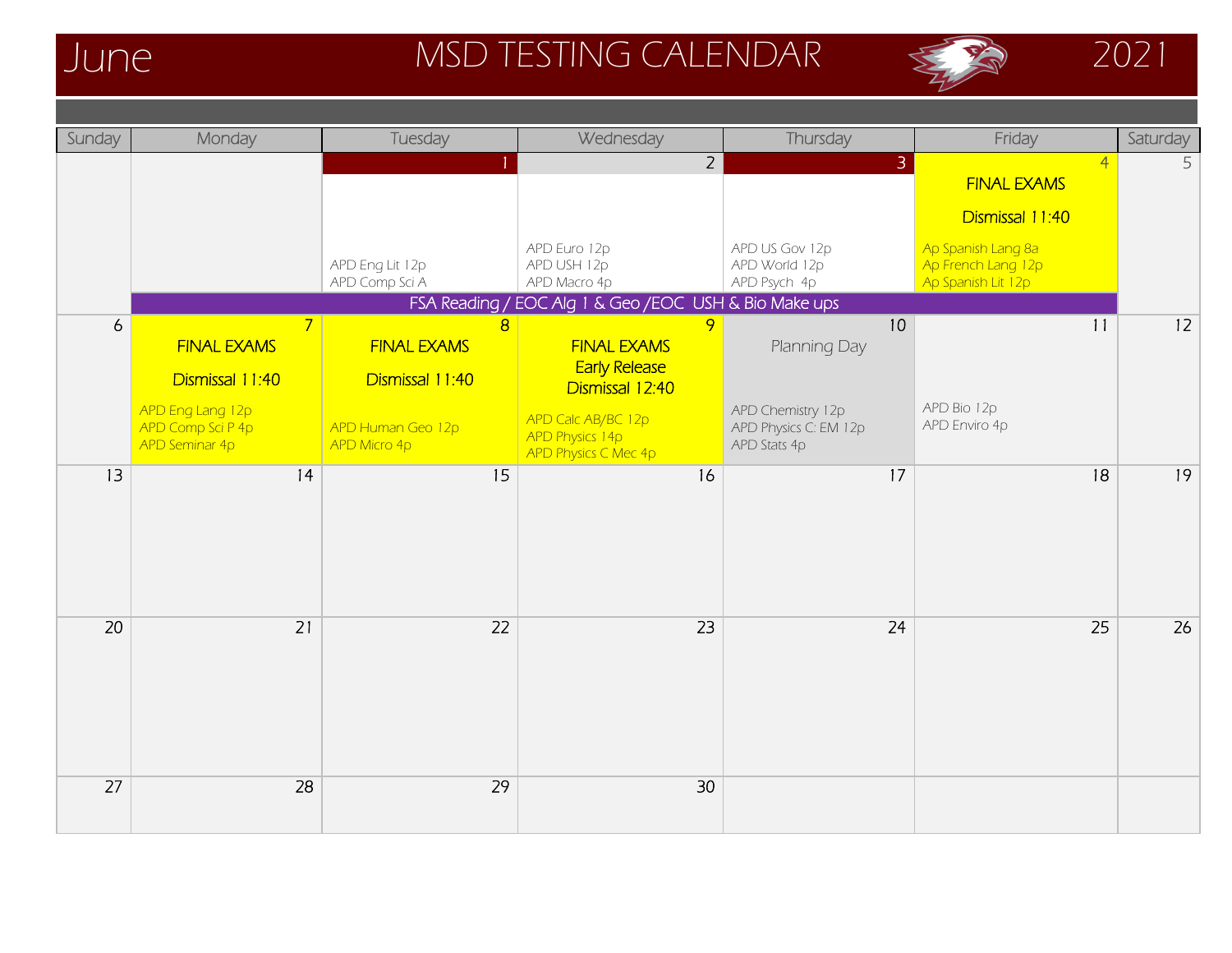# June — MSD TESTING CALENDAR — 2021

| Sunday | Monday | Tuesday | Wednesday | Thursday | Friday | Saturday |
|---|---|---|---|---|---|---|
| | | 1<br>APD Eng Lit 12p<br>APD Comp Sci A | 2<br>APD Euro 12p<br>APD USH 12p<br>APD Macro 4p | 3<br>APD US Gov 12p<br>APD World 12p<br>APD Psych 4p | 4<br>FINAL EXAMS<br>Dismissal 11:40<br>Ap Spanish Lang 8a<br>Ap French Lang 12p<br>Ap Spanish Lit 12p | 5 |
| | FSA Reading / EOC Alg 1 & Geo /EOC USH & Bio Make ups | | | | | |
| 6 | 7<br>FINAL EXAMS<br>Dismissal 11:40<br>APD Eng Lang 12p<br>APD Comp Sci P 4p<br>APD Seminar 4p | 8<br>FINAL EXAMS<br>Dismissal 11:40<br>APD Human Geo 12p<br>APD Micro 4p | 9<br>FINAL EXAMS<br>Early Release<br>Dismissal 12:40<br>APD Calc AB/BC 12p<br>APD Physics 14p<br>APD Physics C Mec 4p | 10<br>Planning Day<br>APD Chemistry 12p<br>APD Physics C: EM 12p<br>APD Stats 4p | 11<br>APD Bio 12p<br>APD Enviro 4p | 12 |
| 13 | 14 | 15 | 16 | 17 | 18 | 19 |
| 20 | 21 | 22 | 23 | 24 | 25 | 26 |
| 27 | 28 | 29 | 30 | | | |